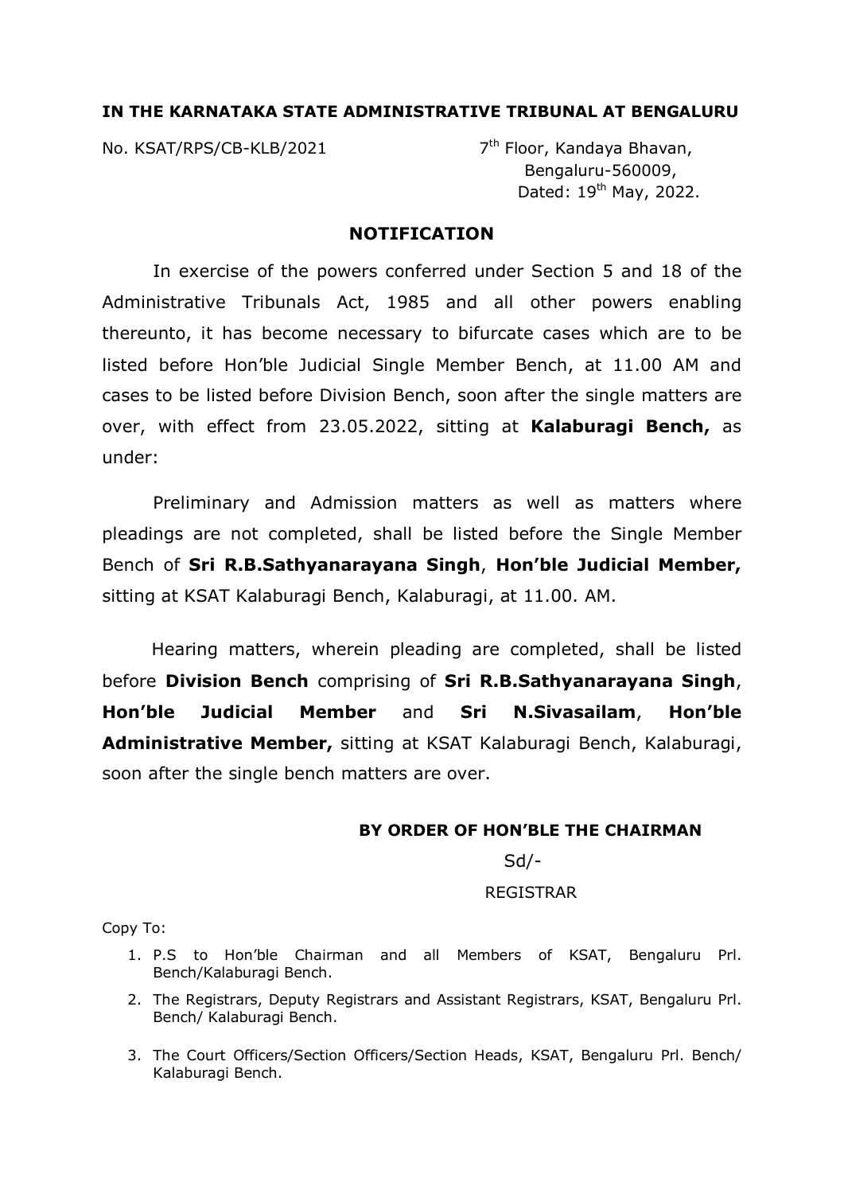**IN THE KARNATAKA STATE ADMINISTRATIVE TRIBUNAL AT BENGALURU**

No. KSAT/RPS/CB-KLB/2021

7th Floor, Kandaya Bhavan,
Bengaluru-560009,
Dated: 19th May, 2022.

## NOTIFICATION

In exercise of the powers conferred under Section 5 and 18 of the Administrative Tribunals Act, 1985 and all other powers enabling thereunto, it has become necessary to bifurcate cases which are to be listed before Hon'ble Judicial Single Member Bench, at 11.00 AM and cases to be listed before Division Bench, soon after the single matters are over, with effect from 23.05.2022, sitting at **Kalaburagi Bench,** as under:

Preliminary and Admission matters as well as matters where pleadings are not completed, shall be listed before the Single Member Bench of **Sri R.B.Sathyanarayana Singh**, **Hon'ble Judicial Member,** sitting at KSAT Kalaburagi Bench, Kalaburagi, at 11.00. AM.

Hearing matters, wherein pleading are completed, shall be listed before **Division Bench** comprising of **Sri R.B.Sathyanarayana Singh**, **Hon'ble Judicial Member** and **Sri N.Sivasailam**, **Hon'ble Administrative Member,** sitting at KSAT Kalaburagi Bench, Kalaburagi, soon after the single bench matters are over.

**BY ORDER OF HON'BLE THE CHAIRMAN**

Sd/-

REGISTRAR

Copy To:

1. P.S to Hon'ble Chairman and all Members of KSAT, Bengaluru Prl. Bench/Kalaburagi Bench.
2. The Registrars, Deputy Registrars and Assistant Registrars, KSAT, Bengaluru Prl. Bench/ Kalaburagi Bench.
3. The Court Officers/Section Officers/Section Heads, KSAT, Bengaluru Prl. Bench/ Kalaburagi Bench.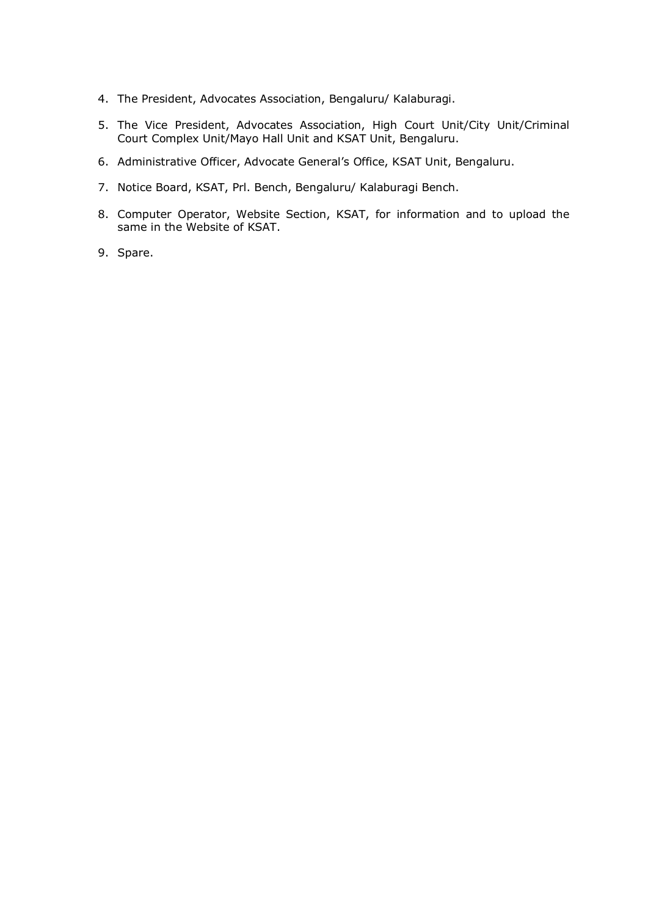4. The President, Advocates Association, Bengaluru/ Kalaburagi.
5. The Vice President, Advocates Association, High Court Unit/City Unit/Criminal Court Complex Unit/Mayo Hall Unit and KSAT Unit, Bengaluru.
6. Administrative Officer, Advocate General's Office, KSAT Unit, Bengaluru.
7. Notice Board, KSAT, Prl. Bench, Bengaluru/ Kalaburagi Bench.
8. Computer Operator, Website Section, KSAT, for information and to upload the same in the Website of KSAT.
9. Spare.